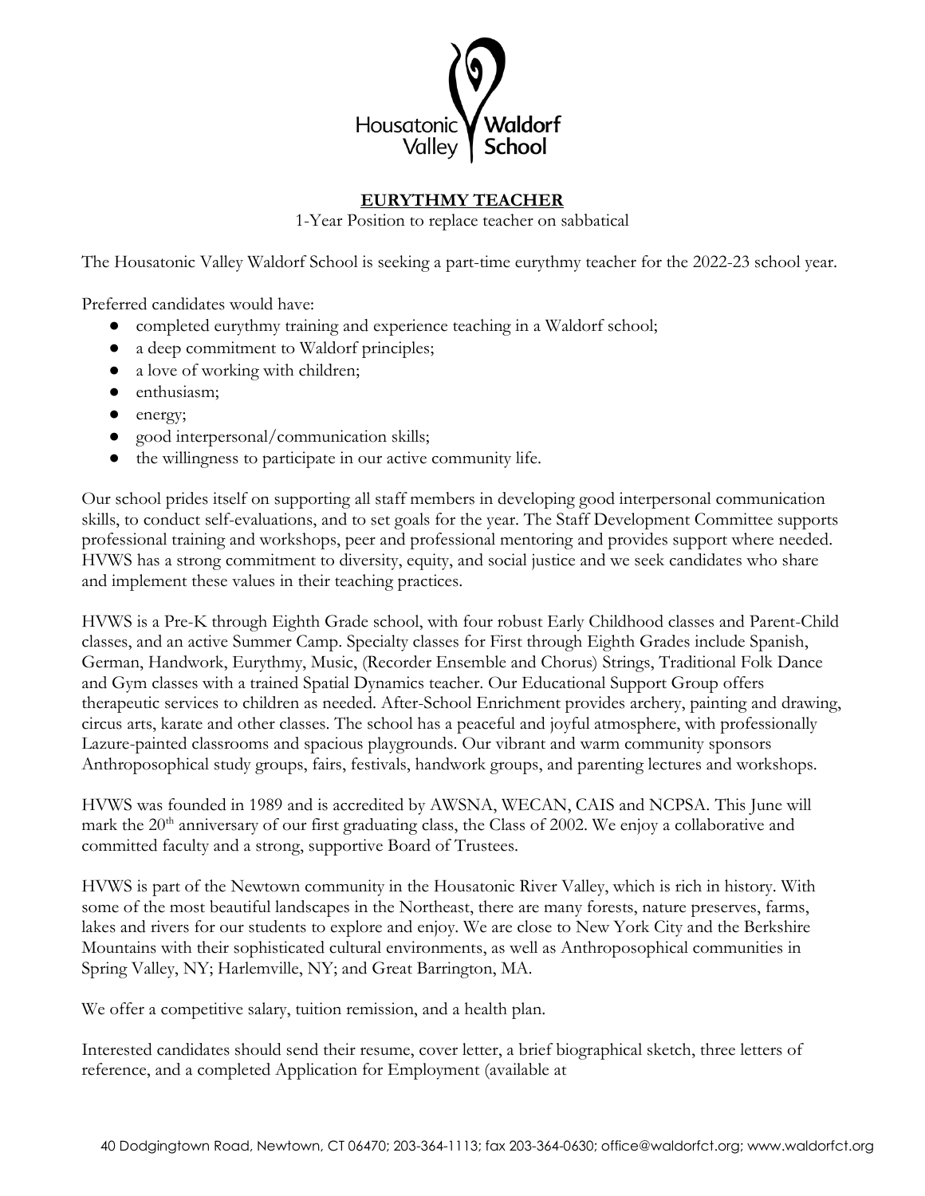Housatonic Valley Waldorf School

# EURYTHMY TEACHER

1-Year Position to replace teacher on sabbatical

The Housatonic Valley Waldorf School is seeking a part-time eurythmy teacher for the 2022-23 school year.

Preferred candidates would have:

- completed eurythmy training and experience teaching in a Waldorf school;
- a deep commitment to Waldorf principles;
- a love of working with children;
- enthusiasm;
- energy;
- good interpersonal/communication skills;
- the willingness to participate in our active community life.

Our school prides itself on supporting all staff members in developing good interpersonal communication skills, to conduct self-evaluations, and to set goals for the year. The Staff Development Committee supports professional training and workshops, peer and professional mentoring and provides support where needed. HVWS has a strong commitment to diversity, equity, and social justice and we seek candidates who share and implement these values in their teaching practices.

HVWS is a Pre-K through Eighth Grade school, with four robust Early Childhood classes and Parent-Child classes, and an active Summer Camp. Specialty classes for First through Eighth Grades include Spanish, German, Handwork, Eurythmy, Music, (Recorder Ensemble and Chorus) Strings, Traditional Folk Dance and Gym classes with a trained Spatial Dynamics teacher. Our Educational Support Group offers therapeutic services to children as needed. After-School Enrichment provides archery, painting and drawing, circus arts, karate and other classes. The school has a peaceful and joyful atmosphere, with professionally Lazure-painted classrooms and spacious playgrounds. Our vibrant and warm community sponsors Anthroposophical study groups, fairs, festivals, handwork groups, and parenting lectures and workshops.

HVWS was founded in 1989 and is accredited by AWSNA, WECAN, CAIS and NCPSA. This June will mark the 20th anniversary of our first graduating class, the Class of 2002. We enjoy a collaborative and committed faculty and a strong, supportive Board of Trustees.

HVWS is part of the Newtown community in the Housatonic River Valley, which is rich in history. With some of the most beautiful landscapes in the Northeast, there are many forests, nature preserves, farms, lakes and rivers for our students to explore and enjoy. We are close to New York City and the Berkshire Mountains with their sophisticated cultural environments, as well as Anthroposophical communities in Spring Valley, NY; Harlemville, NY; and Great Barrington, MA.

We offer a competitive salary, tuition remission, and a health plan.

Interested candidates should send their resume, cover letter, a brief biographical sketch, three letters of reference, and a completed Application for Employment (available at

40 Dodgingtown Road, Newtown, CT 06470; 203-364-1113; fax 203-364-0630; office@waldorfct.org; www.waldorfct.org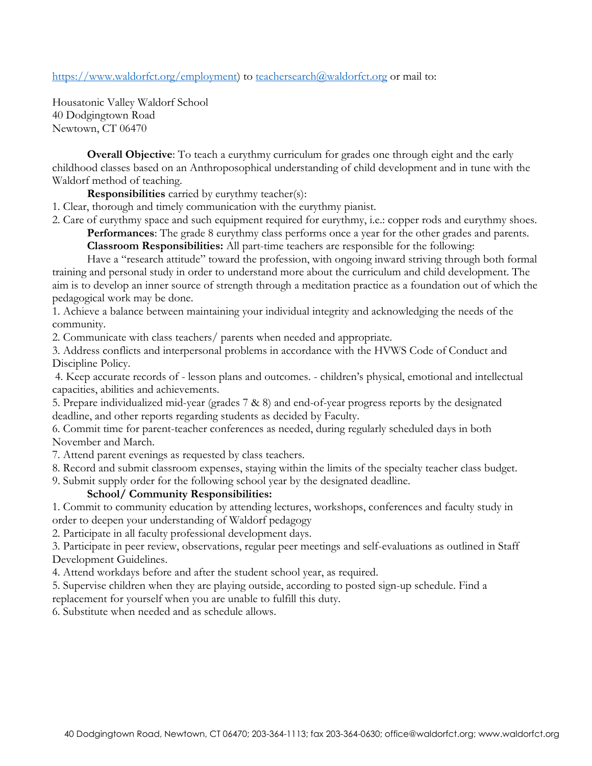https://www.waldorfct.org/employment) to teachersearch@waldorfct.org or mail to:

Housatonic Valley Waldorf School
40 Dodgingtown Road
Newtown, CT 06470

**Overall Objective**: To teach a eurythmy curriculum for grades one through eight and the early childhood classes based on an Anthroposophical understanding of child development and in tune with the Waldorf method of teaching.

**Responsibilities** carried by eurythmy teacher(s):

1. Clear, thorough and timely communication with the eurythmy pianist.
2. Care of eurythmy space and such equipment required for eurythmy, i.e.: copper rods and eurythmy shoes.

**Performances**: The grade 8 eurythmy class performs once a year for the other grades and parents.

**Classroom Responsibilities:** All part-time teachers are responsible for the following:

Have a "research attitude" toward the profession, with ongoing inward striving through both formal training and personal study in order to understand more about the curriculum and child development. The aim is to develop an inner source of strength through a meditation practice as a foundation out of which the pedagogical work may be done.

1. Achieve a balance between maintaining your individual integrity and acknowledging the needs of the community.
2. Communicate with class teachers/ parents when needed and appropriate.
3. Address conflicts and interpersonal problems in accordance with the HVWS Code of Conduct and Discipline Policy.
4. Keep accurate records of - lesson plans and outcomes. - children's physical, emotional and intellectual capacities, abilities and achievements.
5. Prepare individualized mid-year (grades 7 & 8) and end-of-year progress reports by the designated deadline, and other reports regarding students as decided by Faculty.
6. Commit time for parent-teacher conferences as needed, during regularly scheduled days in both November and March.
7. Attend parent evenings as requested by class teachers.
8. Record and submit classroom expenses, staying within the limits of the specialty teacher class budget.
9. Submit supply order for the following school year by the designated deadline.

**School/ Community Responsibilities:**

1. Commit to community education by attending lectures, workshops, conferences and faculty study in order to deepen your understanding of Waldorf pedagogy
2. Participate in all faculty professional development days.
3. Participate in peer review, observations, regular peer meetings and self-evaluations as outlined in Staff Development Guidelines.
4. Attend workdays before and after the student school year, as required.
5. Supervise children when they are playing outside, according to posted sign-up schedule. Find a replacement for yourself when you are unable to fulfill this duty.
6. Substitute when needed and as schedule allows.